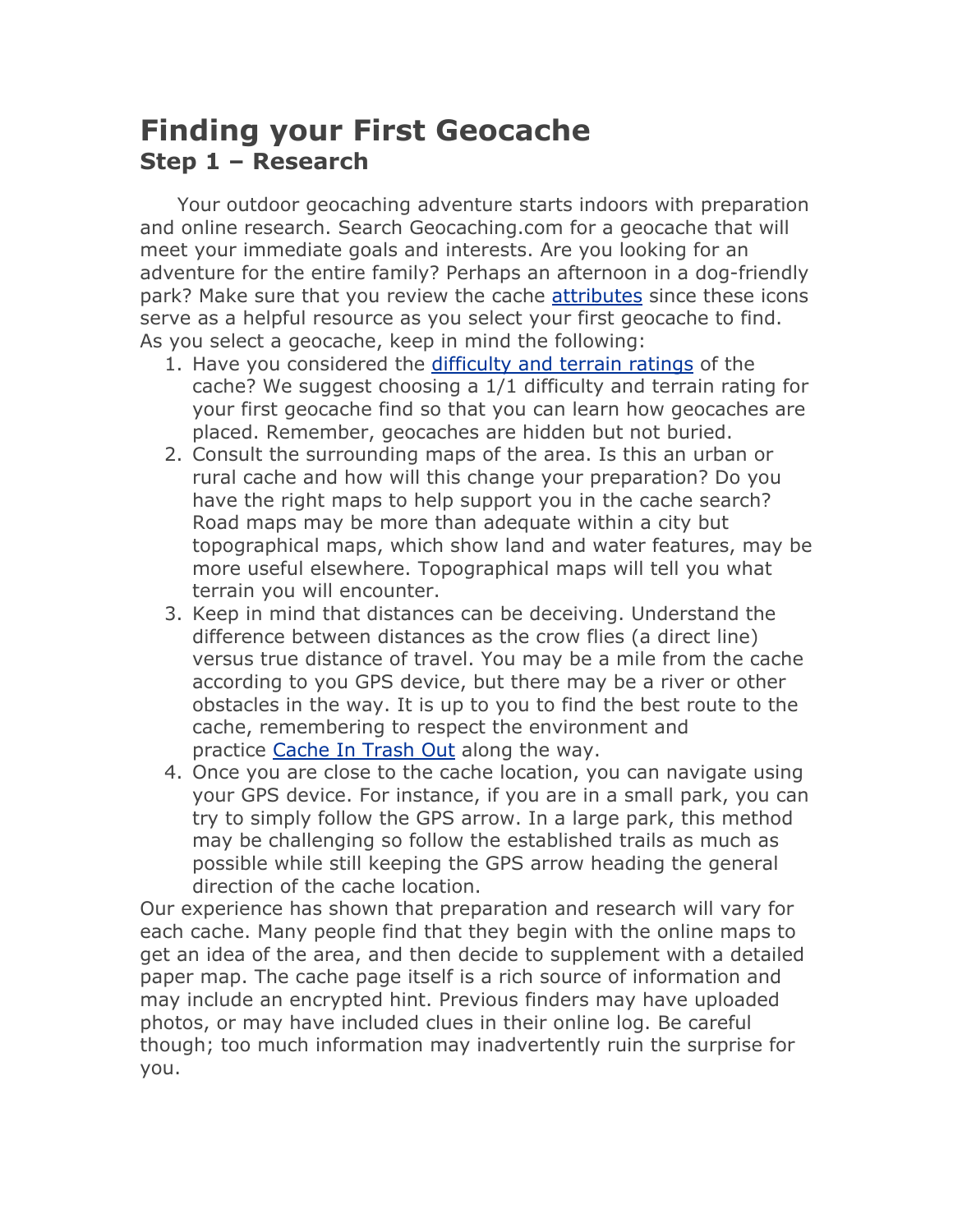# Finding your First Geocache

## Step 1 – Research

Your outdoor geocaching adventure starts indoors with preparation and online research. Search Geocaching.com for a geocache that will meet your immediate goals and interests. Are you looking for an adventure for the entire family? Perhaps an afternoon in a dog-friendly park? Make sure that you review the cache attributes since these icons serve as a helpful resource as you select your first geocache to find. As you select a geocache, keep in mind the following:

1. Have you considered the difficulty and terrain ratings of the cache? We suggest choosing a 1/1 difficulty and terrain rating for your first geocache find so that you can learn how geocaches are placed. Remember, geocaches are hidden but not buried.
2. Consult the surrounding maps of the area. Is this an urban or rural cache and how will this change your preparation? Do you have the right maps to help support you in the cache search? Road maps may be more than adequate within a city but topographical maps, which show land and water features, may be more useful elsewhere. Topographical maps will tell you what terrain you will encounter.
3. Keep in mind that distances can be deceiving. Understand the difference between distances as the crow flies (a direct line) versus true distance of travel. You may be a mile from the cache according to you GPS device, but there may be a river or other obstacles in the way. It is up to you to find the best route to the cache, remembering to respect the environment and practice Cache In Trash Out along the way.
4. Once you are close to the cache location, you can navigate using your GPS device. For instance, if you are in a small park, you can try to simply follow the GPS arrow. In a large park, this method may be challenging so follow the established trails as much as possible while still keeping the GPS arrow heading the general direction of the cache location.

Our experience has shown that preparation and research will vary for each cache. Many people find that they begin with the online maps to get an idea of the area, and then decide to supplement with a detailed paper map. The cache page itself is a rich source of information and may include an encrypted hint. Previous finders may have uploaded photos, or may have included clues in their online log. Be careful though; too much information may inadvertently ruin the surprise for you.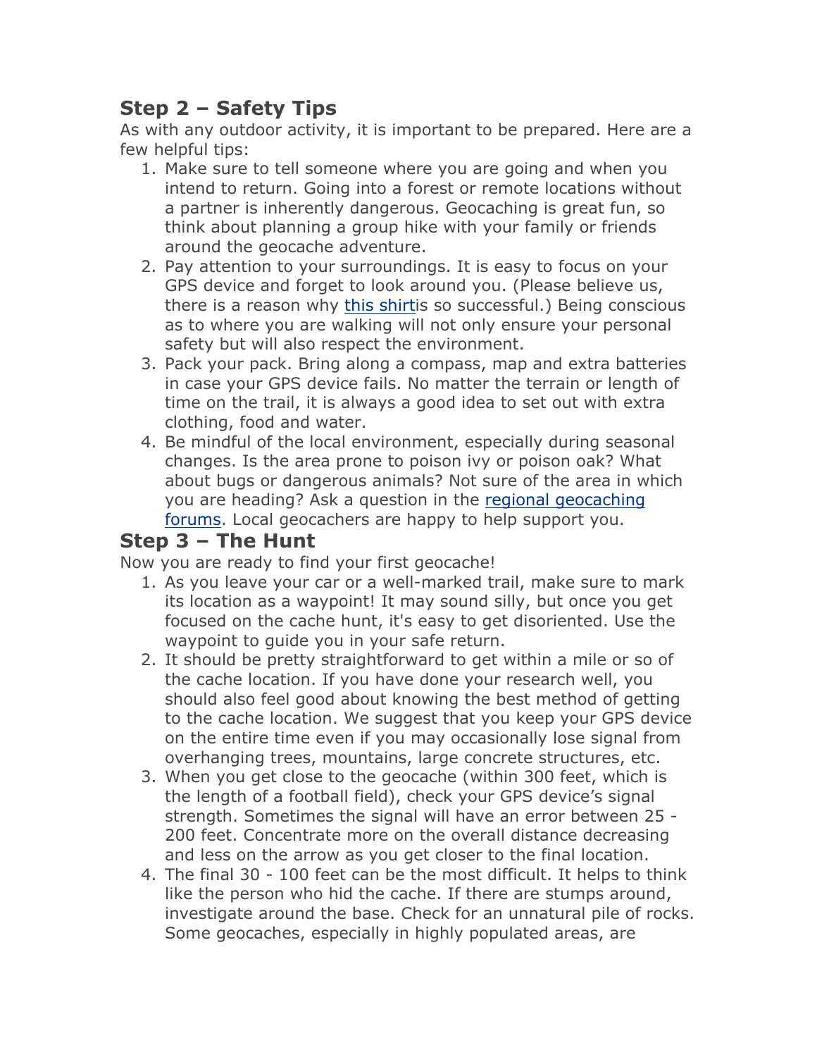## Step 2 – Safety Tips

As with any outdoor activity, it is important to be prepared. Here are a few helpful tips:

1. Make sure to tell someone where you are going and when you intend to return. Going into a forest or remote locations without a partner is inherently dangerous. Geocaching is great fun, so think about planning a group hike with your family or friends around the geocache adventure.
2. Pay attention to your surroundings. It is easy to focus on your GPS device and forget to look around you. (Please believe us, there is a reason why this shirtis so successful.) Being conscious as to where you are walking will not only ensure your personal safety but will also respect the environment.
3. Pack your pack. Bring along a compass, map and extra batteries in case your GPS device fails. No matter the terrain or length of time on the trail, it is always a good idea to set out with extra clothing, food and water.
4. Be mindful of the local environment, especially during seasonal changes. Is the area prone to poison ivy or poison oak? What about bugs or dangerous animals? Not sure of the area in which you are heading? Ask a question in the regional geocaching forums. Local geocachers are happy to help support you.

## Step 3 – The Hunt

Now you are ready to find your first geocache!

1. As you leave your car or a well-marked trail, make sure to mark its location as a waypoint! It may sound silly, but once you get focused on the cache hunt, it's easy to get disoriented. Use the waypoint to guide you in your safe return.
2. It should be pretty straightforward to get within a mile or so of the cache location. If you have done your research well, you should also feel good about knowing the best method of getting to the cache location. We suggest that you keep your GPS device on the entire time even if you may occasionally lose signal from overhanging trees, mountains, large concrete structures, etc.
3. When you get close to the geocache (within 300 feet, which is the length of a football field), check your GPS device's signal strength. Sometimes the signal will have an error between 25 - 200 feet. Concentrate more on the overall distance decreasing and less on the arrow as you get closer to the final location.
4. The final 30 - 100 feet can be the most difficult. It helps to think like the person who hid the cache. If there are stumps around, investigate around the base. Check for an unnatural pile of rocks. Some geocaches, especially in highly populated areas, are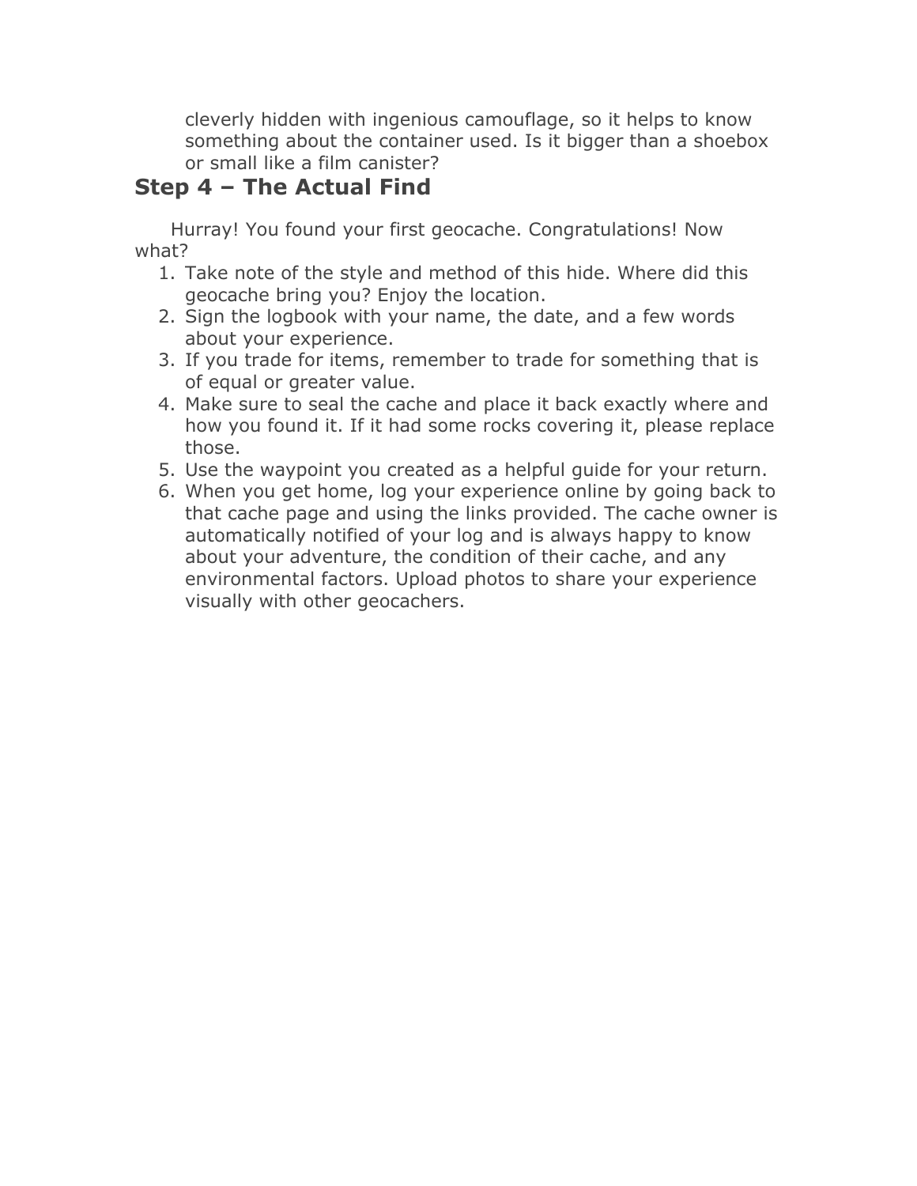cleverly hidden with ingenious camouflage, so it helps to know something about the container used. Is it bigger than a shoebox or small like a film canister?

## Step 4 – The Actual Find

Hurray! You found your first geocache. Congratulations! Now what?

1. Take note of the style and method of this hide. Where did this geocache bring you? Enjoy the location.
2. Sign the logbook with your name, the date, and a few words about your experience.
3. If you trade for items, remember to trade for something that is of equal or greater value.
4. Make sure to seal the cache and place it back exactly where and how you found it. If it had some rocks covering it, please replace those.
5. Use the waypoint you created as a helpful guide for your return.
6. When you get home, log your experience online by going back to that cache page and using the links provided. The cache owner is automatically notified of your log and is always happy to know about your adventure, the condition of their cache, and any environmental factors. Upload photos to share your experience visually with other geocachers.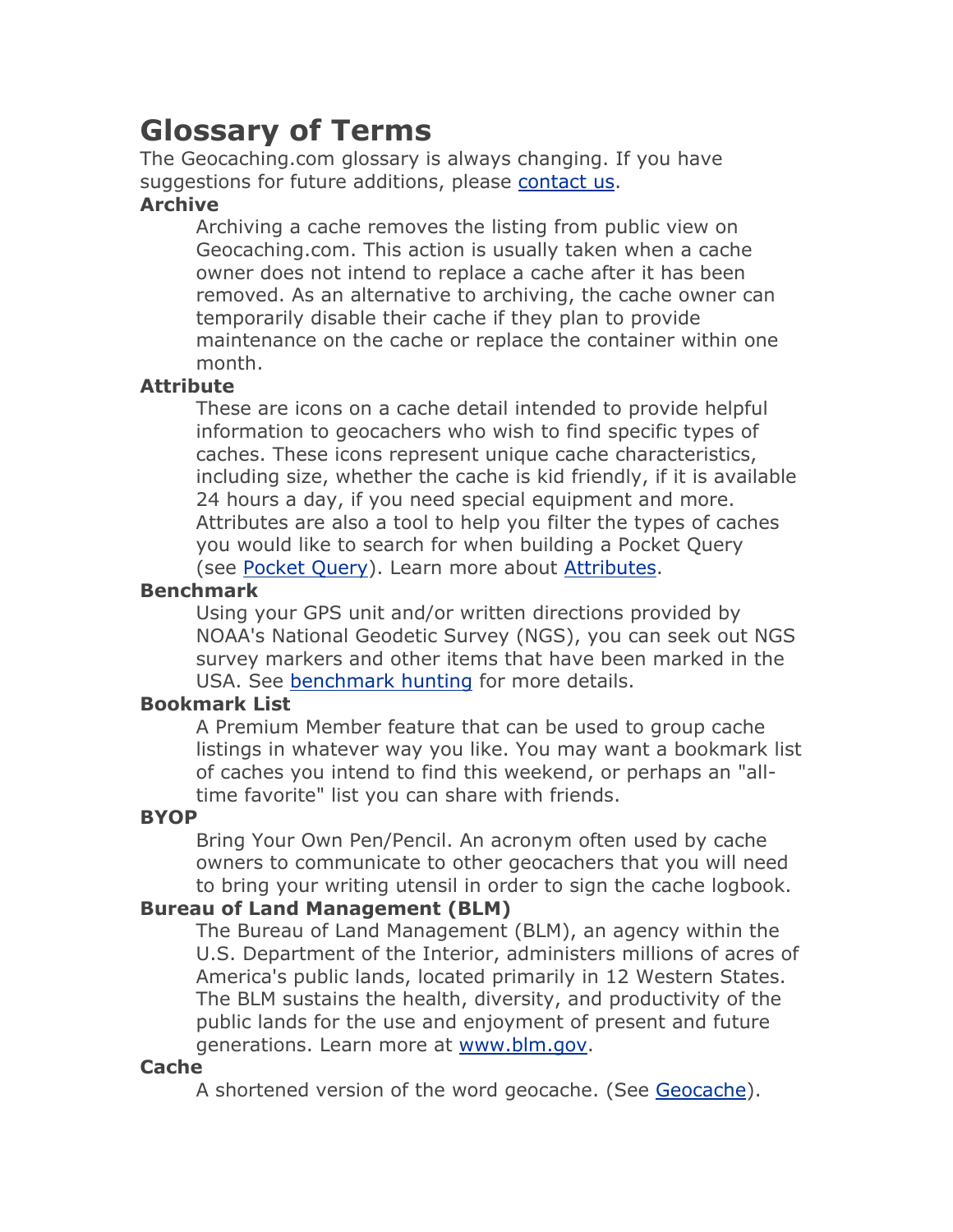# Glossary of Terms

The Geocaching.com glossary is always changing. If you have suggestions for future additions, please contact us.

**Archive**

Archiving a cache removes the listing from public view on Geocaching.com. This action is usually taken when a cache owner does not intend to replace a cache after it has been removed. As an alternative to archiving, the cache owner can temporarily disable their cache if they plan to provide maintenance on the cache or replace the container within one month.

**Attribute**

These are icons on a cache detail intended to provide helpful information to geocachers who wish to find specific types of caches. These icons represent unique cache characteristics, including size, whether the cache is kid friendly, if it is available 24 hours a day, if you need special equipment and more. Attributes are also a tool to help you filter the types of caches you would like to search for when building a Pocket Query (see Pocket Query). Learn more about Attributes.

**Benchmark**

Using your GPS unit and/or written directions provided by NOAA's National Geodetic Survey (NGS), you can seek out NGS survey markers and other items that have been marked in the USA. See benchmark hunting for more details.

**Bookmark List**

A Premium Member feature that can be used to group cache listings in whatever way you like. You may want a bookmark list of caches you intend to find this weekend, or perhaps an "all-time favorite" list you can share with friends.

**BYOP**

Bring Your Own Pen/Pencil. An acronym often used by cache owners to communicate to other geocachers that you will need to bring your writing utensil in order to sign the cache logbook.

**Bureau of Land Management (BLM)**

The Bureau of Land Management (BLM), an agency within the U.S. Department of the Interior, administers millions of acres of America's public lands, located primarily in 12 Western States. The BLM sustains the health, diversity, and productivity of the public lands for the use and enjoyment of present and future generations. Learn more at www.blm.gov.

**Cache**

A shortened version of the word geocache. (See Geocache).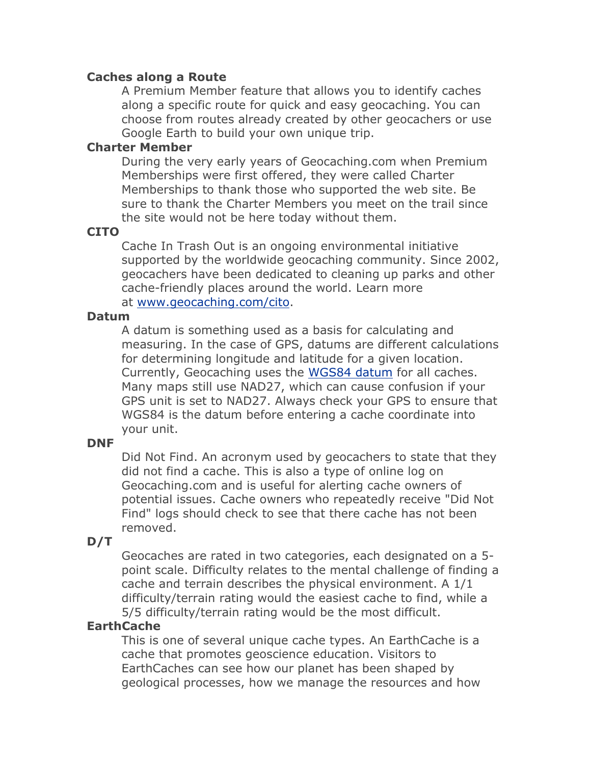**Caches along a Route**

A Premium Member feature that allows you to identify caches along a specific route for quick and easy geocaching. You can choose from routes already created by other geocachers or use Google Earth to build your own unique trip.

**Charter Member**

During the very early years of Geocaching.com when Premium Memberships were first offered, they were called Charter Memberships to thank those who supported the web site. Be sure to thank the Charter Members you meet on the trail since the site would not be here today without them.

**CITO**

Cache In Trash Out is an ongoing environmental initiative supported by the worldwide geocaching community. Since 2002, geocachers have been dedicated to cleaning up parks and other cache-friendly places around the world. Learn more at [www.geocaching.com/cito](www.geocaching.com/cito).

**Datum**

A datum is something used as a basis for calculating and measuring. In the case of GPS, datums are different calculations for determining longitude and latitude for a given location. Currently, Geocaching uses the WGS84 datum for all caches. Many maps still use NAD27, which can cause confusion if your GPS unit is set to NAD27. Always check your GPS to ensure that WGS84 is the datum before entering a cache coordinate into your unit.

**DNF**

Did Not Find. An acronym used by geocachers to state that they did not find a cache. This is also a type of online log on Geocaching.com and is useful for alerting cache owners of potential issues. Cache owners who repeatedly receive "Did Not Find" logs should check to see that there cache has not been removed.

**D/T**

Geocaches are rated in two categories, each designated on a 5-point scale. Difficulty relates to the mental challenge of finding a cache and terrain describes the physical environment. A 1/1 difficulty/terrain rating would the easiest cache to find, while a 5/5 difficulty/terrain rating would be the most difficult.

**EarthCache**

This is one of several unique cache types. An EarthCache is a cache that promotes geoscience education. Visitors to EarthCaches can see how our planet has been shaped by geological processes, how we manage the resources and how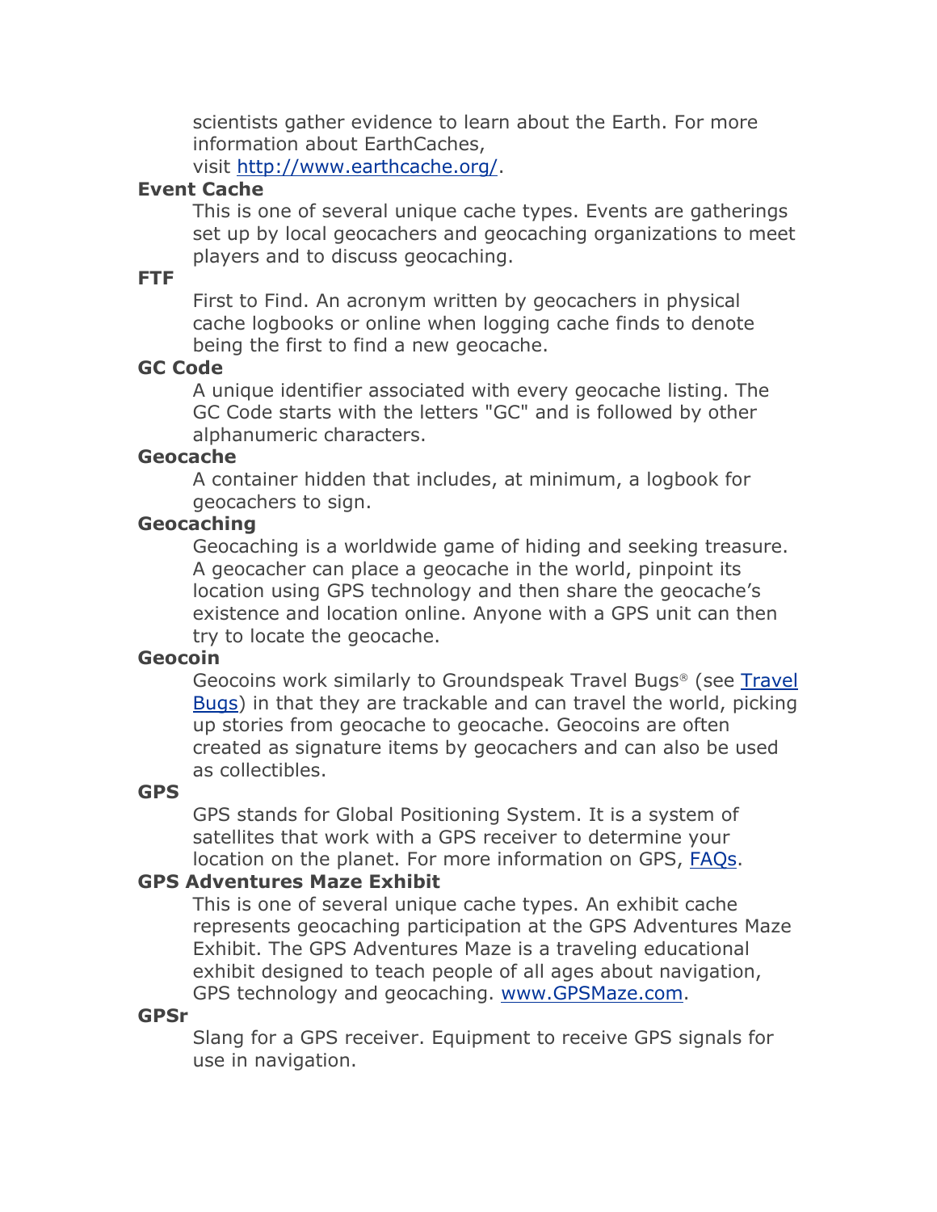scientists gather evidence to learn about the Earth. For more information about EarthCaches, visit [http://www.earthcache.org/](http://www.earthcache.org/).

**Event Cache**

This is one of several unique cache types. Events are gatherings set up by local geocachers and geocaching organizations to meet players and to discuss geocaching.

**FTF**

First to Find. An acronym written by geocachers in physical cache logbooks or online when logging cache finds to denote being the first to find a new geocache.

**GC Code**

A unique identifier associated with every geocache listing. The GC Code starts with the letters "GC" and is followed by other alphanumeric characters.

**Geocache**

A container hidden that includes, at minimum, a logbook for geocachers to sign.

**Geocaching**

Geocaching is a worldwide game of hiding and seeking treasure. A geocacher can place a geocache in the world, pinpoint its location using GPS technology and then share the geocache's existence and location online. Anyone with a GPS unit can then try to locate the geocache.

**Geocoin**

Geocoins work similarly to Groundspeak Travel Bugs® (see Travel Bugs) in that they are trackable and can travel the world, picking up stories from geocache to geocache. Geocoins are often created as signature items by geocachers and can also be used as collectibles.

**GPS**

GPS stands for Global Positioning System. It is a system of satellites that work with a GPS receiver to determine your location on the planet. For more information on GPS, FAQs.

**GPS Adventures Maze Exhibit**

This is one of several unique cache types. An exhibit cache represents geocaching participation at the GPS Adventures Maze Exhibit. The GPS Adventures Maze is a traveling educational exhibit designed to teach people of all ages about navigation, GPS technology and geocaching. www.GPSMaze.com.

**GPSr**

Slang for a GPS receiver. Equipment to receive GPS signals for use in navigation.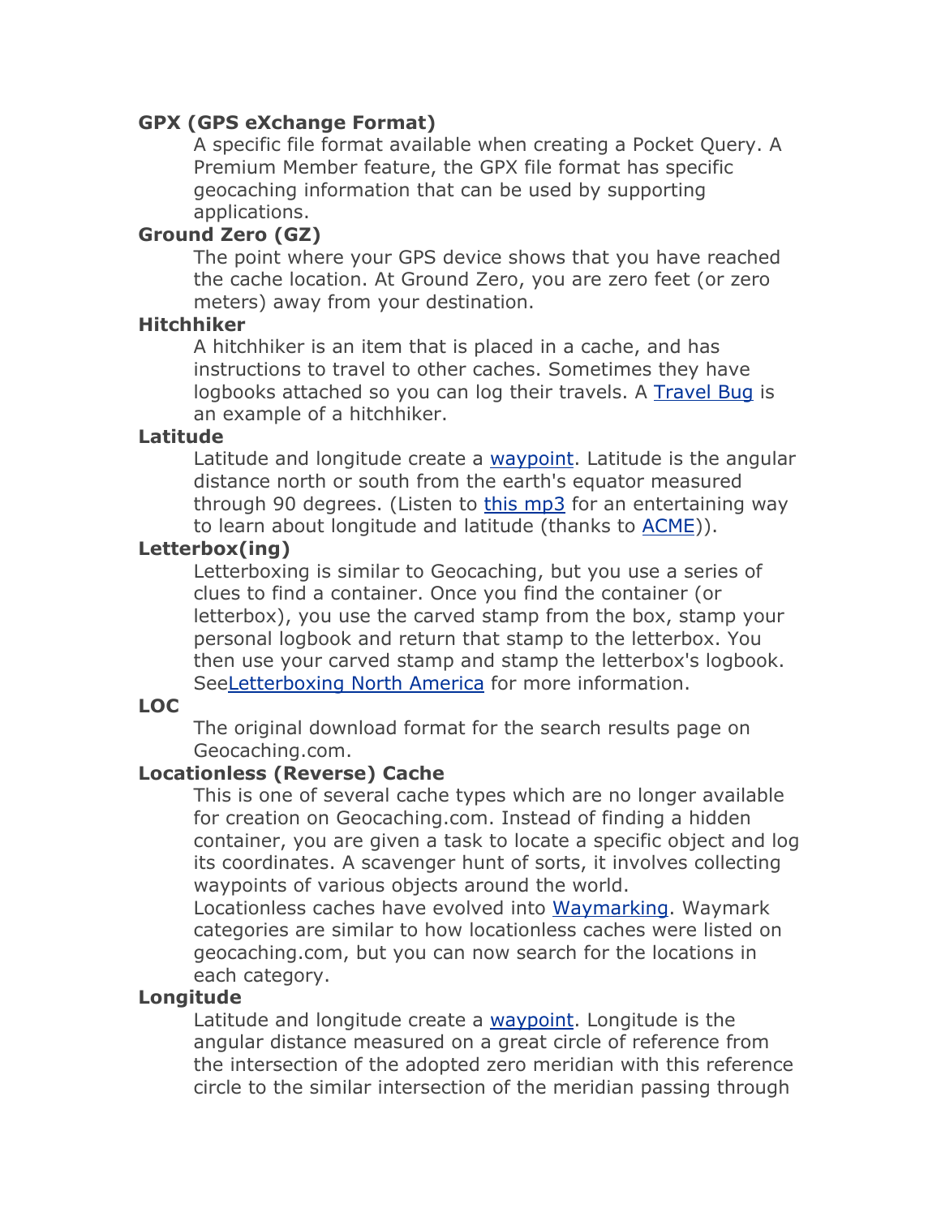**GPX (GPS eXchange Format)**

A specific file format available when creating a Pocket Query. A Premium Member feature, the GPX file format has specific geocaching information that can be used by supporting applications.

**Ground Zero (GZ)**

The point where your GPS device shows that you have reached the cache location. At Ground Zero, you are zero feet (or zero meters) away from your destination.

**Hitchhiker**

A hitchhiker is an item that is placed in a cache, and has instructions to travel to other caches. Sometimes they have logbooks attached so you can log their travels. A Travel Bug is an example of a hitchhiker.

**Latitude**

Latitude and longitude create a waypoint. Latitude is the angular distance north or south from the earth's equator measured through 90 degrees. (Listen to this mp3 for an entertaining way to learn about longitude and latitude (thanks to ACME)).

**Letterbox(ing)**

Letterboxing is similar to Geocaching, but you use a series of clues to find a container. Once you find the container (or letterbox), you use the carved stamp from the box, stamp your personal logbook and return that stamp to the letterbox. You then use your carved stamp and stamp the letterbox's logbook. SeeLetterboxing North America for more information.

**LOC**

The original download format for the search results page on Geocaching.com.

**Locationless (Reverse) Cache**

This is one of several cache types which are no longer available for creation on Geocaching.com. Instead of finding a hidden container, you are given a task to locate a specific object and log its coordinates. A scavenger hunt of sorts, it involves collecting waypoints of various objects around the world.

Locationless caches have evolved into Waymarking. Waymark categories are similar to how locationless caches were listed on geocaching.com, but you can now search for the locations in each category.

**Longitude**

Latitude and longitude create a waypoint. Longitude is the angular distance measured on a great circle of reference from the intersection of the adopted zero meridian with this reference circle to the similar intersection of the meridian passing through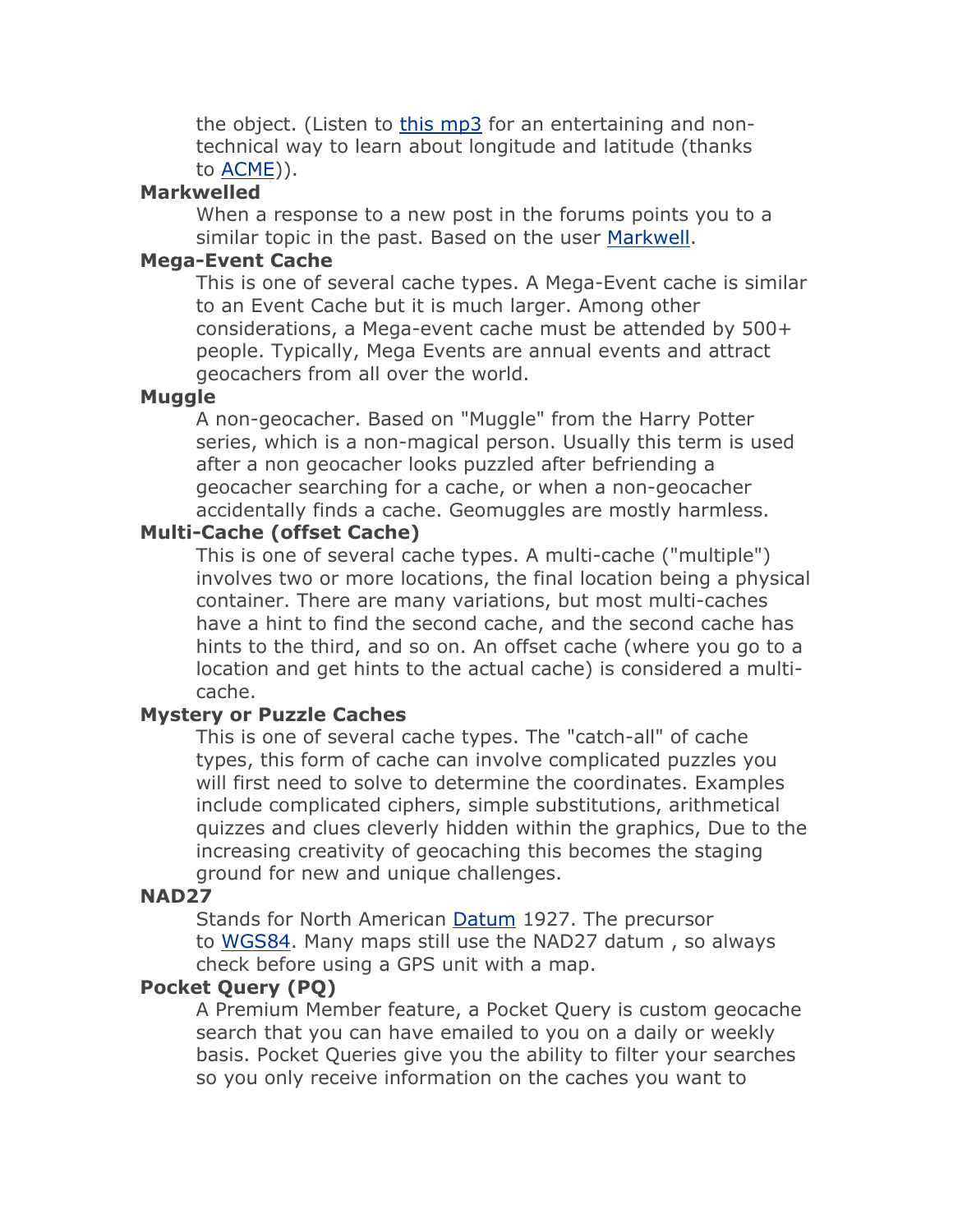the object. (Listen to this mp3 for an entertaining and non-technical way to learn about longitude and latitude (thanks to ACME)).

**Markwelled**

When a response to a new post in the forums points you to a similar topic in the past. Based on the user Markwell.

**Mega-Event Cache**

This is one of several cache types. A Mega-Event cache is similar to an Event Cache but it is much larger. Among other considerations, a Mega-event cache must be attended by 500+ people. Typically, Mega Events are annual events and attract geocachers from all over the world.

**Muggle**

A non-geocacher. Based on "Muggle" from the Harry Potter series, which is a non-magical person. Usually this term is used after a non geocacher looks puzzled after befriending a geocacher searching for a cache, or when a non-geocacher accidentally finds a cache. Geomuggles are mostly harmless.

**Multi-Cache (offset Cache)**

This is one of several cache types. A multi-cache ("multiple") involves two or more locations, the final location being a physical container. There are many variations, but most multi-caches have a hint to find the second cache, and the second cache has hints to the third, and so on. An offset cache (where you go to a location and get hints to the actual cache) is considered a multi-cache.

**Mystery or Puzzle Caches**

This is one of several cache types. The "catch-all" of cache types, this form of cache can involve complicated puzzles you will first need to solve to determine the coordinates. Examples include complicated ciphers, simple substitutions, arithmetical quizzes and clues cleverly hidden within the graphics, Due to the increasing creativity of geocaching this becomes the staging ground for new and unique challenges.

**NAD27**

Stands for North American Datum 1927. The precursor to WGS84. Many maps still use the NAD27 datum , so always check before using a GPS unit with a map.

**Pocket Query (PQ)**

A Premium Member feature, a Pocket Query is custom geocache search that you can have emailed to you on a daily or weekly basis. Pocket Queries give you the ability to filter your searches so you only receive information on the caches you want to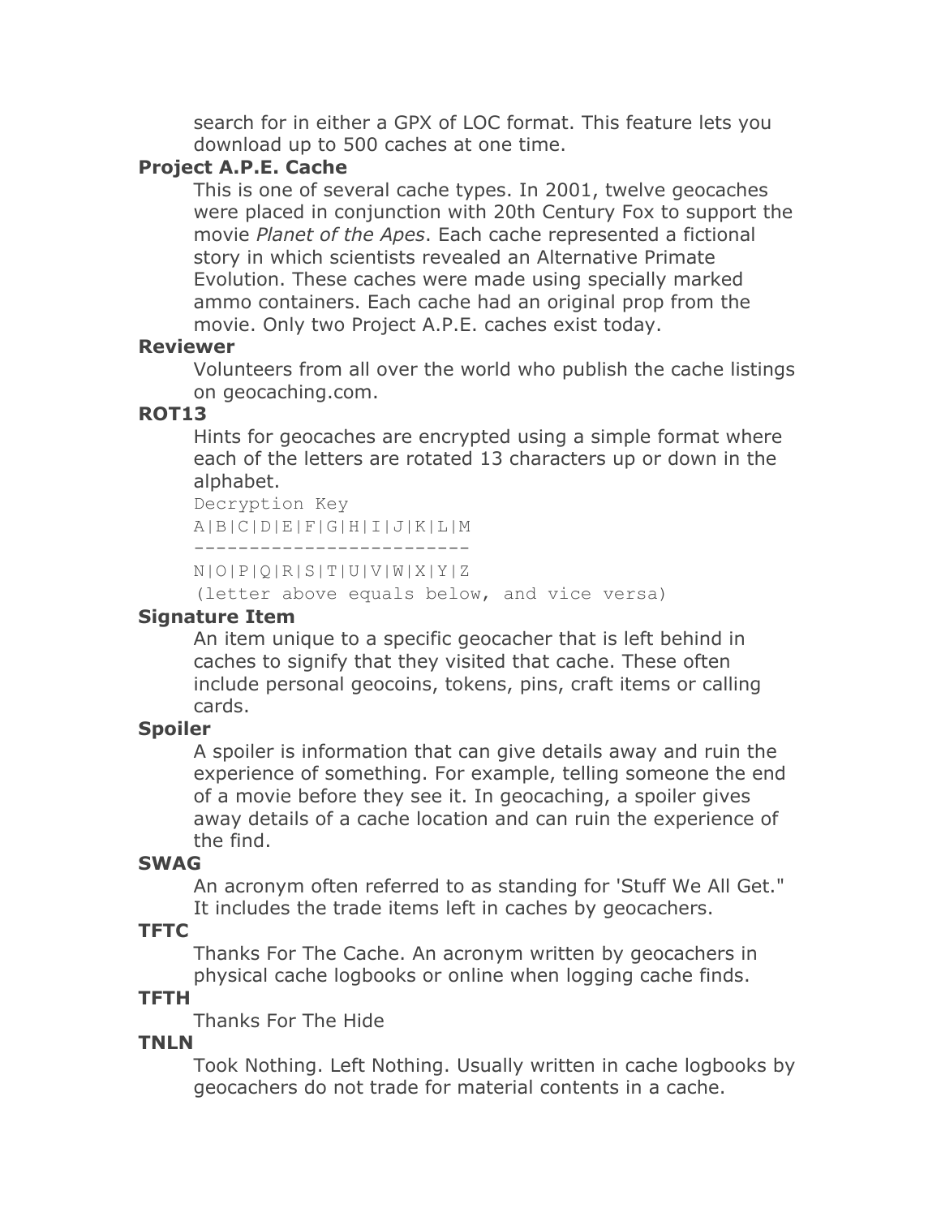search for in either a GPX of LOC format. This feature lets you download up to 500 caches at one time.

**Project A.P.E. Cache**

This is one of several cache types. In 2001, twelve geocaches were placed in conjunction with 20th Century Fox to support the movie *Planet of the Apes*. Each cache represented a fictional story in which scientists revealed an Alternative Primate Evolution. These caches were made using specially marked ammo containers. Each cache had an original prop from the movie. Only two Project A.P.E. caches exist today.

**Reviewer**

Volunteers from all over the world who publish the cache listings on geocaching.com.

**ROT13**

Hints for geocaches are encrypted using a simple format where each of the letters are rotated 13 characters up or down in the alphabet.

```
Decryption Key
A|B|C|D|E|F|G|H|I|J|K|L|M
-------------------------
N|O|P|Q|R|S|T|U|V|W|X|Y|Z
(letter above equals below, and vice versa)
```

**Signature Item**

An item unique to a specific geocacher that is left behind in caches to signify that they visited that cache. These often include personal geocoins, tokens, pins, craft items or calling cards.

**Spoiler**

A spoiler is information that can give details away and ruin the experience of something. For example, telling someone the end of a movie before they see it. In geocaching, a spoiler gives away details of a cache location and can ruin the experience of the find.

**SWAG**

An acronym often referred to as standing for 'Stuff We All Get." It includes the trade items left in caches by geocachers.

**TFTC**

Thanks For The Cache. An acronym written by geocachers in physical cache logbooks or online when logging cache finds.

**TFTH**

Thanks For The Hide

**TNLN**

Took Nothing. Left Nothing. Usually written in cache logbooks by geocachers do not trade for material contents in a cache.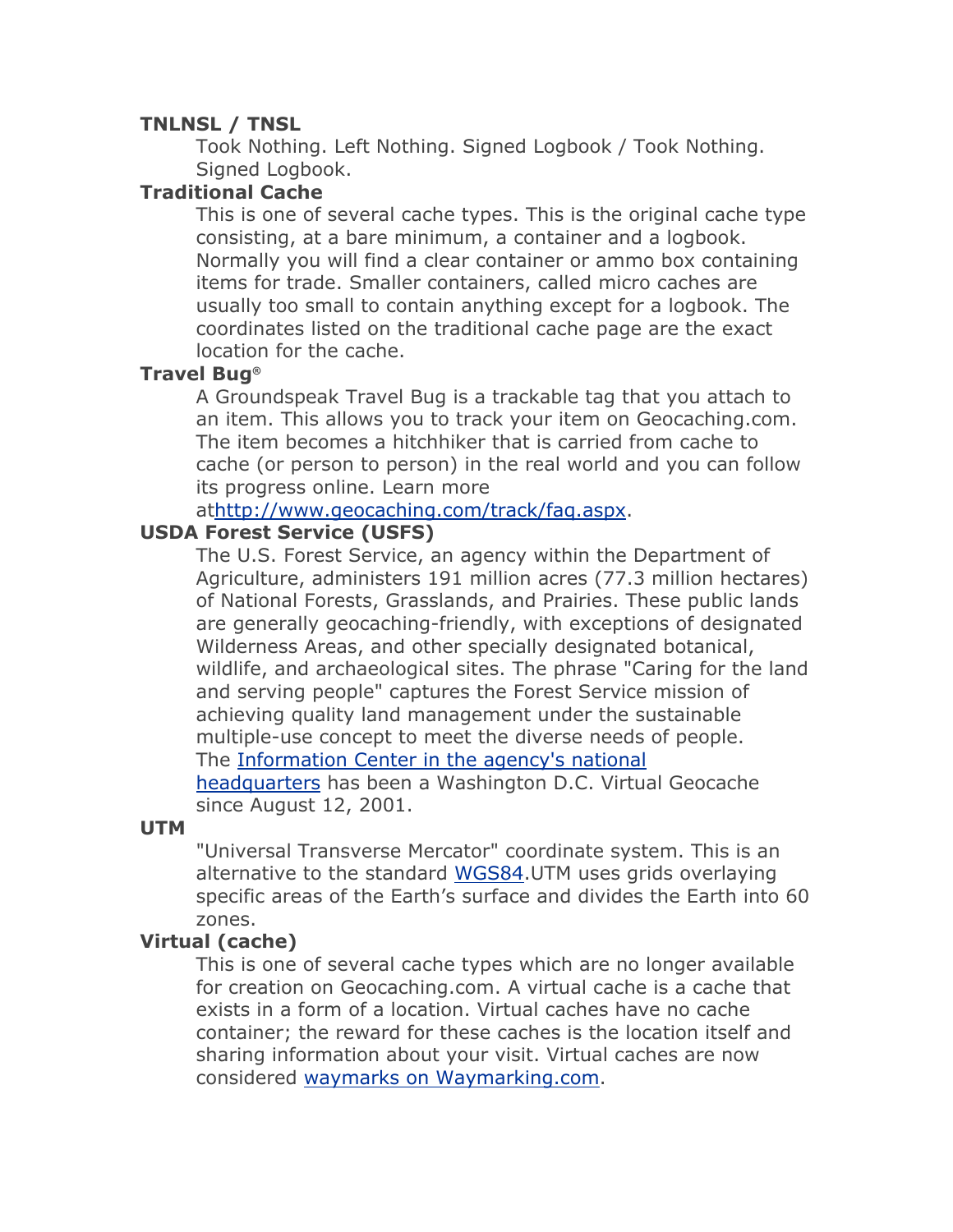**TNLNSL / TNSL**

Took Nothing. Left Nothing. Signed Logbook / Took Nothing. Signed Logbook.

**Traditional Cache**

This is one of several cache types. This is the original cache type consisting, at a bare minimum, a container and a logbook. Normally you will find a clear container or ammo box containing items for trade. Smaller containers, called micro caches are usually too small to contain anything except for a logbook. The coordinates listed on the traditional cache page are the exact location for the cache.

**Travel Bug®**

A Groundspeak Travel Bug is a trackable tag that you attach to an item. This allows you to track your item on Geocaching.com. The item becomes a hitchhiker that is carried from cache to cache (or person to person) in the real world and you can follow its progress online. Learn more athttp://www.geocaching.com/track/faq.aspx.

**USDA Forest Service (USFS)**

The U.S. Forest Service, an agency within the Department of Agriculture, administers 191 million acres (77.3 million hectares) of National Forests, Grasslands, and Prairies. These public lands are generally geocaching-friendly, with exceptions of designated Wilderness Areas, and other specially designated botanical, wildlife, and archaeological sites. The phrase "Caring for the land and serving people" captures the Forest Service mission of achieving quality land management under the sustainable multiple-use concept to meet the diverse needs of people. The Information Center in the agency's national headquarters has been a Washington D.C. Virtual Geocache since August 12, 2001.

**UTM**

"Universal Transverse Mercator" coordinate system. This is an alternative to the standard WGS84.UTM uses grids overlaying specific areas of the Earth's surface and divides the Earth into 60 zones.

**Virtual (cache)**

This is one of several cache types which are no longer available for creation on Geocaching.com. A virtual cache is a cache that exists in a form of a location. Virtual caches have no cache container; the reward for these caches is the location itself and sharing information about your visit. Virtual caches are now considered waymarks on Waymarking.com.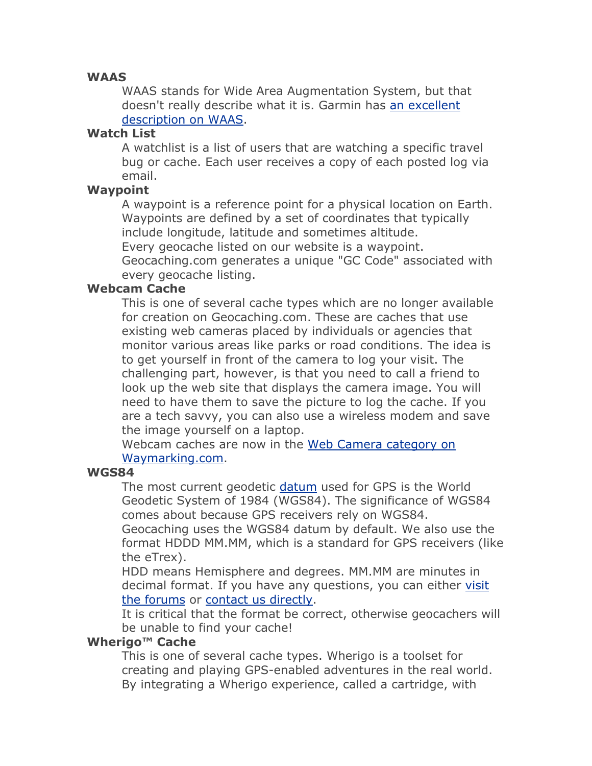**WAAS**

WAAS stands for Wide Area Augmentation System, but that doesn't really describe what it is. Garmin has an excellent description on WAAS.

**Watch List**

A watchlist is a list of users that are watching a specific travel bug or cache. Each user receives a copy of each posted log via email.

**Waypoint**

A waypoint is a reference point for a physical location on Earth. Waypoints are defined by a set of coordinates that typically include longitude, latitude and sometimes altitude.
Every geocache listed on our website is a waypoint.
Geocaching.com generates a unique "GC Code" associated with every geocache listing.

**Webcam Cache**

This is one of several cache types which are no longer available for creation on Geocaching.com. These are caches that use existing web cameras placed by individuals or agencies that monitor various areas like parks or road conditions. The idea is to get yourself in front of the camera to log your visit. The challenging part, however, is that you need to call a friend to look up the web site that displays the camera image. You will need to have them to save the picture to log the cache. If you are a tech savvy, you can also use a wireless modem and save the image yourself on a laptop.
Webcam caches are now in the Web Camera category on Waymarking.com.

**WGS84**

The most current geodetic datum used for GPS is the World Geodetic System of 1984 (WGS84). The significance of WGS84 comes about because GPS receivers rely on WGS84.
Geocaching uses the WGS84 datum by default. We also use the format HDDD MM.MM, which is a standard for GPS receivers (like the eTrex).
HDD means Hemisphere and degrees. MM.MM are minutes in decimal format. If you have any questions, you can either visit the forums or contact us directly.
It is critical that the format be correct, otherwise geocachers will be unable to find your cache!

**Wherigo™ Cache**

This is one of several cache types. Wherigo is a toolset for creating and playing GPS-enabled adventures in the real world. By integrating a Wherigo experience, called a cartridge, with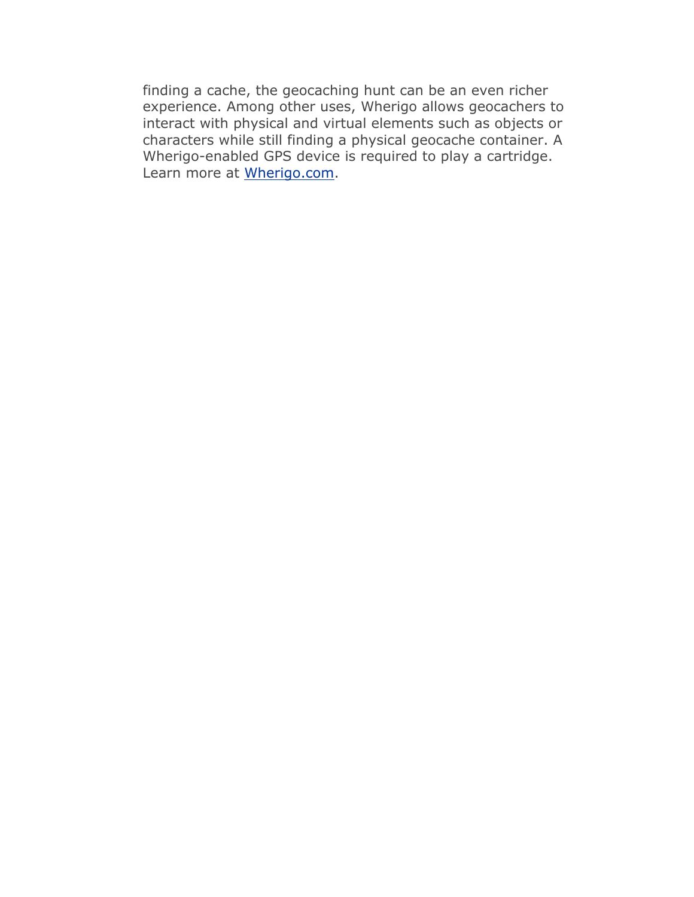finding a cache, the geocaching hunt can be an even richer experience. Among other uses, Wherigo allows geocachers to interact with physical and virtual elements such as objects or characters while still finding a physical geocache container. A Wherigo-enabled GPS device is required to play a cartridge. Learn more at [Wherigo.com](http://www.wherigo.com).